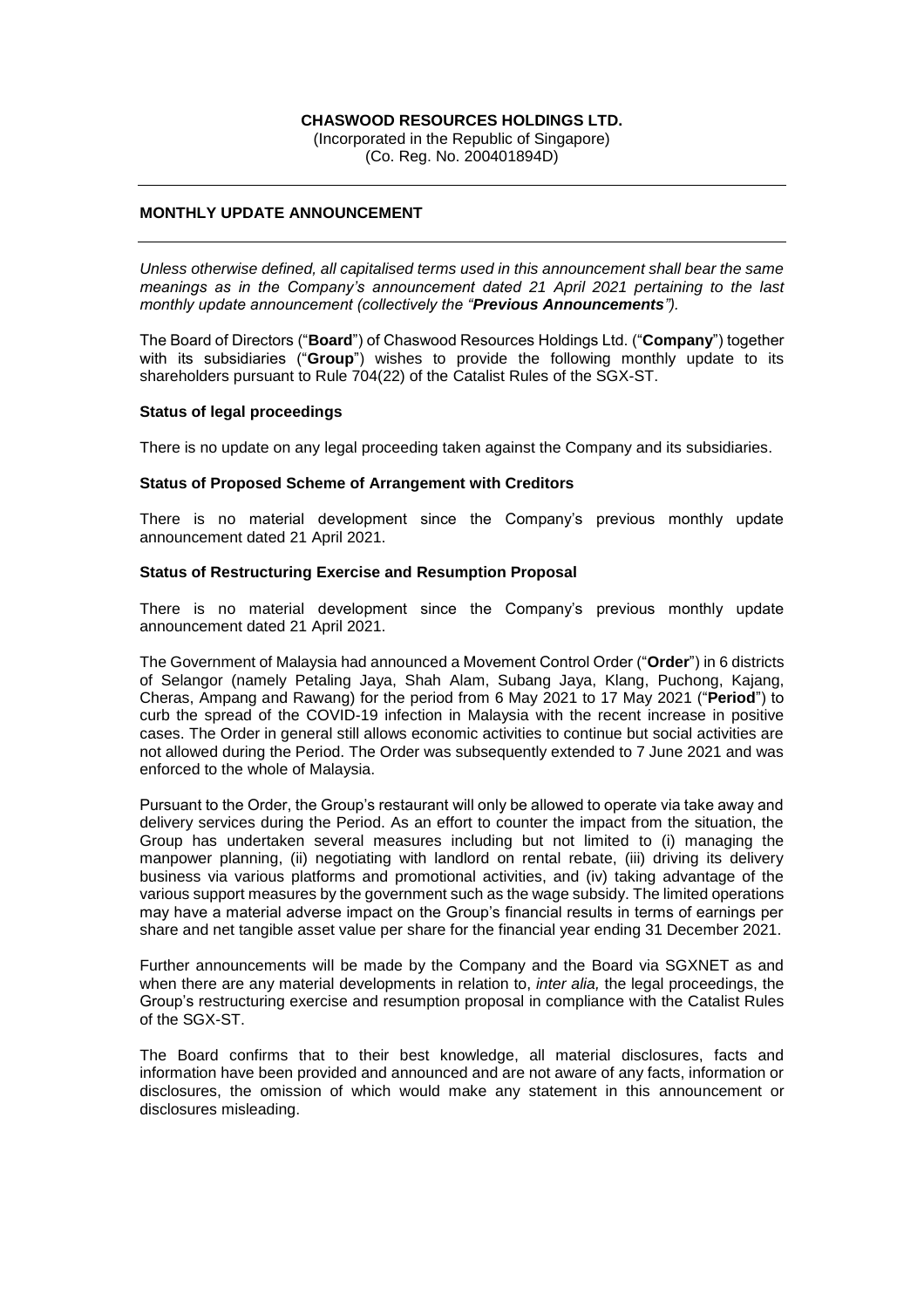**CHASWOOD RESOURCES HOLDINGS LTD.**
(Incorporated in the Republic of Singapore)
(Co. Reg. No. 200401894D)

---

## MONTHLY UPDATE ANNOUNCEMENT

---

*Unless otherwise defined, all capitalised terms used in this announcement shall bear the same meanings as in the Company's announcement dated 21 April 2021 pertaining to the last monthly update announcement (collectively the "**Previous Announcements**").*

The Board of Directors ("**Board**") of Chaswood Resources Holdings Ltd. ("**Company**") together with its subsidiaries ("**Group**") wishes to provide the following monthly update to its shareholders pursuant to Rule 704(22) of the Catalist Rules of the SGX-ST.

### Status of legal proceedings

There is no update on any legal proceeding taken against the Company and its subsidiaries.

### Status of Proposed Scheme of Arrangement with Creditors

There is no material development since the Company's previous monthly update announcement dated 21 April 2021.

### Status of Restructuring Exercise and Resumption Proposal

There is no material development since the Company's previous monthly update announcement dated 21 April 2021.

The Government of Malaysia had announced a Movement Control Order ("**Order**") in 6 districts of Selangor (namely Petaling Jaya, Shah Alam, Subang Jaya, Klang, Puchong, Kajang, Cheras, Ampang and Rawang) for the period from 6 May 2021 to 17 May 2021 ("**Period**") to curb the spread of the COVID-19 infection in Malaysia with the recent increase in positive cases. The Order in general still allows economic activities to continue but social activities are not allowed during the Period. The Order was subsequently extended to 7 June 2021 and was enforced to the whole of Malaysia.

Pursuant to the Order, the Group's restaurant will only be allowed to operate via take away and delivery services during the Period. As an effort to counter the impact from the situation, the Group has undertaken several measures including but not limited to (i) managing the manpower planning, (ii) negotiating with landlord on rental rebate, (iii) driving its delivery business via various platforms and promotional activities, and (iv) taking advantage of the various support measures by the government such as the wage subsidy. The limited operations may have a material adverse impact on the Group's financial results in terms of earnings per share and net tangible asset value per share for the financial year ending 31 December 2021.

Further announcements will be made by the Company and the Board via SGXNET as and when there are any material developments in relation to, *inter alia,* the legal proceedings, the Group's restructuring exercise and resumption proposal in compliance with the Catalist Rules of the SGX-ST.

The Board confirms that to their best knowledge, all material disclosures, facts and information have been provided and announced and are not aware of any facts, information or disclosures, the omission of which would make any statement in this announcement or disclosures misleading.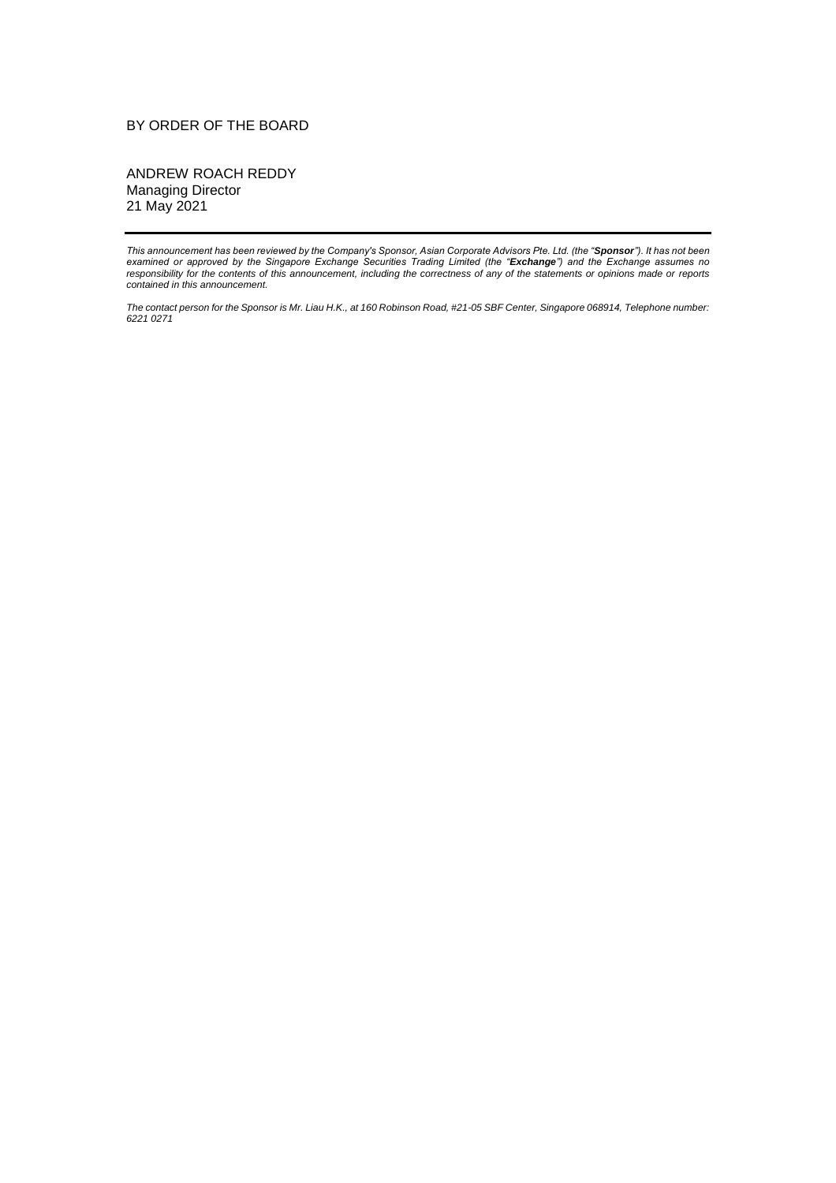BY ORDER OF THE BOARD

ANDREW ROACH REDDY
Managing Director
21 May 2021

---

*This announcement has been reviewed by the Company's Sponsor, Asian Corporate Advisors Pte. Ltd. (the "**Sponsor**"). It has not been examined or approved by the Singapore Exchange Securities Trading Limited (the "**Exchange**") and the Exchange assumes no responsibility for the contents of this announcement, including the correctness of any of the statements or opinions made or reports contained in this announcement.*

*The contact person for the Sponsor is Mr. Liau H.K., at 160 Robinson Road, #21-05 SBF Center, Singapore 068914, Telephone number: 6221 0271*